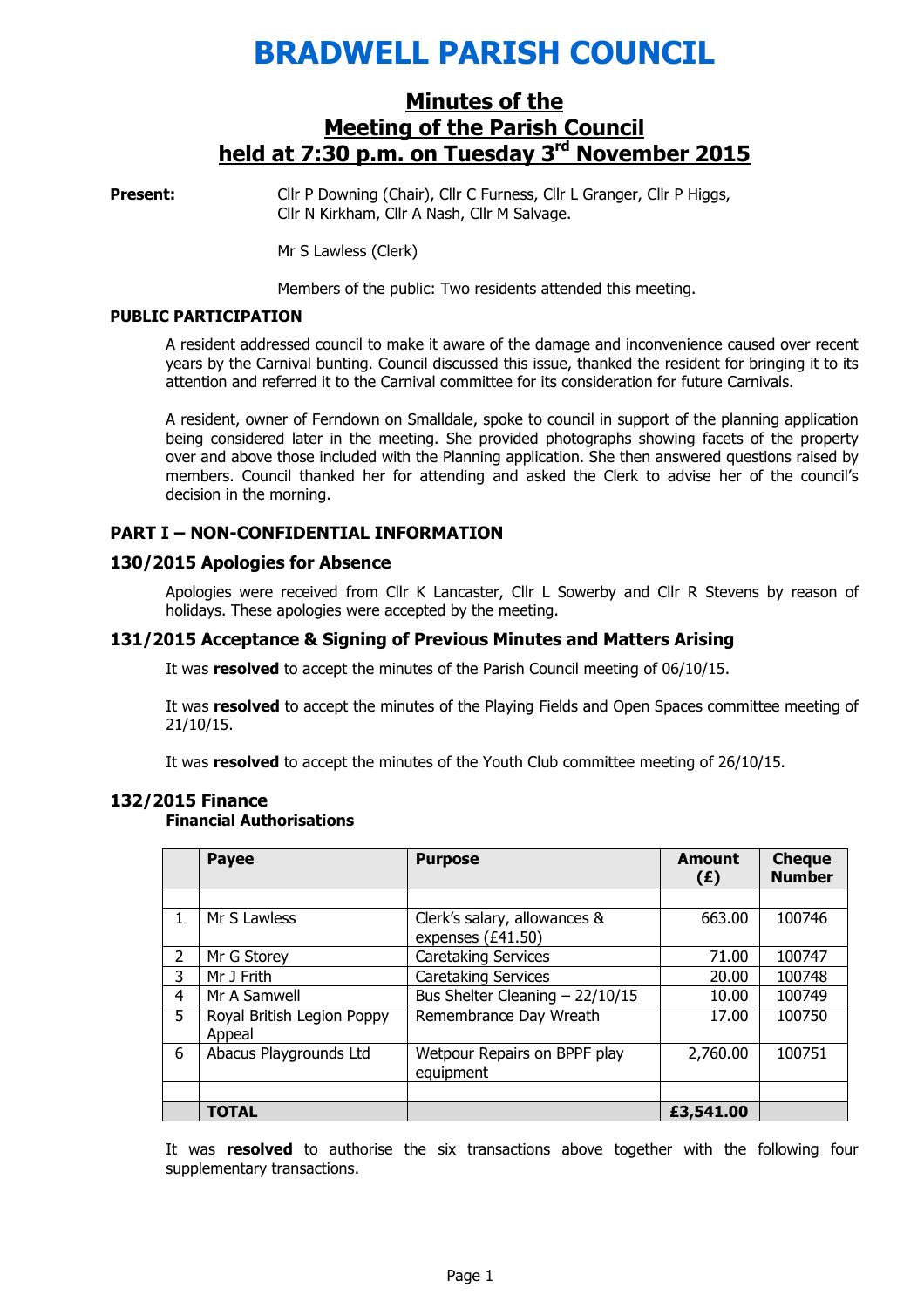# BRADWELL PARISH COUNCIL

## Minutes of the Meeting of the Parish Council held at 7:30 p.m. on Tuesday 3rd November 2015

**Present:** Cllr P Downing (Chair), Cllr C Furness, Cllr L Granger, Cllr P Higgs, Cllr N Kirkham, Cllr A Nash, Cllr M Salvage.

Mr S Lawless (Clerk)

Members of the public: Two residents attended this meeting.

**PUBLIC PARTICIPATION**

A resident addressed council to make it aware of the damage and inconvenience caused over recent years by the Carnival bunting. Council discussed this issue, thanked the resident for bringing it to its attention and referred it to the Carnival committee for its consideration for future Carnivals.

A resident, owner of Ferndown on Smalldale, spoke to council in support of the planning application being considered later in the meeting. She provided photographs showing facets of the property over and above those included with the Planning application. She then answered questions raised by members. Council thanked her for attending and asked the Clerk to advise her of the council's decision in the morning.

### PART I – NON-CONFIDENTIAL INFORMATION

### 130/2015 Apologies for Absence

Apologies were received from Cllr K Lancaster, Cllr L Sowerby and Cllr R Stevens by reason of holidays. These apologies were accepted by the meeting.

### 131/2015 Acceptance & Signing of Previous Minutes and Matters Arising

It was **resolved** to accept the minutes of the Parish Council meeting of 06/10/15.

It was **resolved** to accept the minutes of the Playing Fields and Open Spaces committee meeting of 21/10/15.

It was **resolved** to accept the minutes of the Youth Club committee meeting of 26/10/15.

### 132/2015 Finance

**Financial Authorisations**

| | Payee | Purpose | Amount (£) | Cheque Number |
|---|---|---|---|---|
| | | | | |
| 1 | Mr S Lawless | Clerk's salary, allowances & expenses (£41.50) | 663.00 | 100746 |
| 2 | Mr G Storey | Caretaking Services | 71.00 | 100747 |
| 3 | Mr J Frith | Caretaking Services | 20.00 | 100748 |
| 4 | Mr A Samwell | Bus Shelter Cleaning – 22/10/15 | 10.00 | 100749 |
| 5 | Royal British Legion Poppy Appeal | Remembrance Day Wreath | 17.00 | 100750 |
| 6 | Abacus Playgrounds Ltd | Wetpour Repairs on BPPF play equipment | 2,760.00 | 100751 |
| | | | | |
| | **TOTAL** | | **£3,541.00** | |

It was **resolved** to authorise the six transactions above together with the following four supplementary transactions.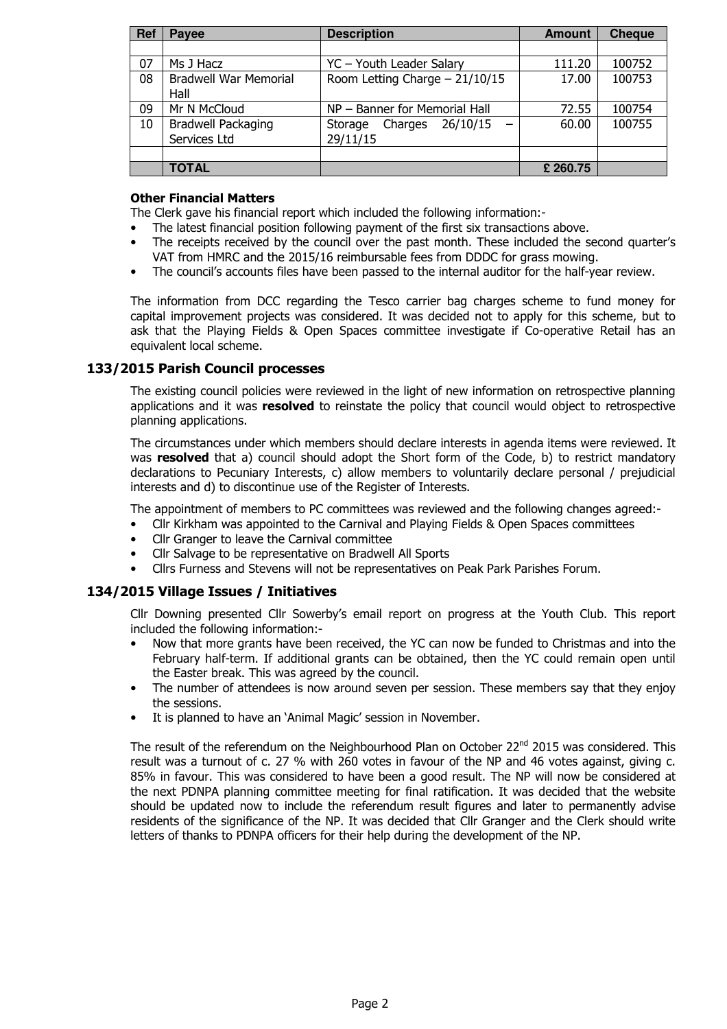| Ref | Payee | Description | Amount | Cheque |
|---|---|---|---|---|
| | | | | |
| 07 | Ms J Hacz | YC – Youth Leader Salary | 111.20 | 100752 |
| 08 | Bradwell War Memorial Hall | Room Letting Charge – 21/10/15 | 17.00 | 100753 |
| 09 | Mr N McCloud | NP – Banner for Memorial Hall | 72.55 | 100754 |
| 10 | Bradwell Packaging Services Ltd | Storage Charges 26/10/15 – 29/11/15 | 60.00 | 100755 |
| | | | | |
| | **TOTAL** | | **£ 260.75** | |

**Other Financial Matters**

The Clerk gave his financial report which included the following information:-

- The latest financial position following payment of the first six transactions above.
- The receipts received by the council over the past month. These included the second quarter's VAT from HMRC and the 2015/16 reimbursable fees from DDDC for grass mowing.
- The council's accounts files have been passed to the internal auditor for the half-year review.

The information from DCC regarding the Tesco carrier bag charges scheme to fund money for capital improvement projects was considered. It was decided not to apply for this scheme, but to ask that the Playing Fields & Open Spaces committee investigate if Co-operative Retail has an equivalent local scheme.

## 133/2015 Parish Council processes

The existing council policies were reviewed in the light of new information on retrospective planning applications and it was **resolved** to reinstate the policy that council would object to retrospective planning applications.

The circumstances under which members should declare interests in agenda items were reviewed. It was **resolved** that a) council should adopt the Short form of the Code, b) to restrict mandatory declarations to Pecuniary Interests, c) allow members to voluntarily declare personal / prejudicial interests and d) to discontinue use of the Register of Interests.

The appointment of members to PC committees was reviewed and the following changes agreed:-

- Cllr Kirkham was appointed to the Carnival and Playing Fields & Open Spaces committees
- Cllr Granger to leave the Carnival committee
- Cllr Salvage to be representative on Bradwell All Sports
- Cllrs Furness and Stevens will not be representatives on Peak Park Parishes Forum.

## 134/2015 Village Issues / Initiatives

Cllr Downing presented Cllr Sowerby's email report on progress at the Youth Club. This report included the following information:-

- Now that more grants have been received, the YC can now be funded to Christmas and into the February half-term. If additional grants can be obtained, then the YC could remain open until the Easter break. This was agreed by the council.
- The number of attendees is now around seven per session. These members say that they enjoy the sessions.
- It is planned to have an 'Animal Magic' session in November.

The result of the referendum on the Neighbourhood Plan on October 22nd 2015 was considered. This result was a turnout of c. 27 % with 260 votes in favour of the NP and 46 votes against, giving c. 85% in favour. This was considered to have been a good result. The NP will now be considered at the next PDNPA planning committee meeting for final ratification. It was decided that the website should be updated now to include the referendum result figures and later to permanently advise residents of the significance of the NP. It was decided that Cllr Granger and the Clerk should write letters of thanks to PDNPA officers for their help during the development of the NP.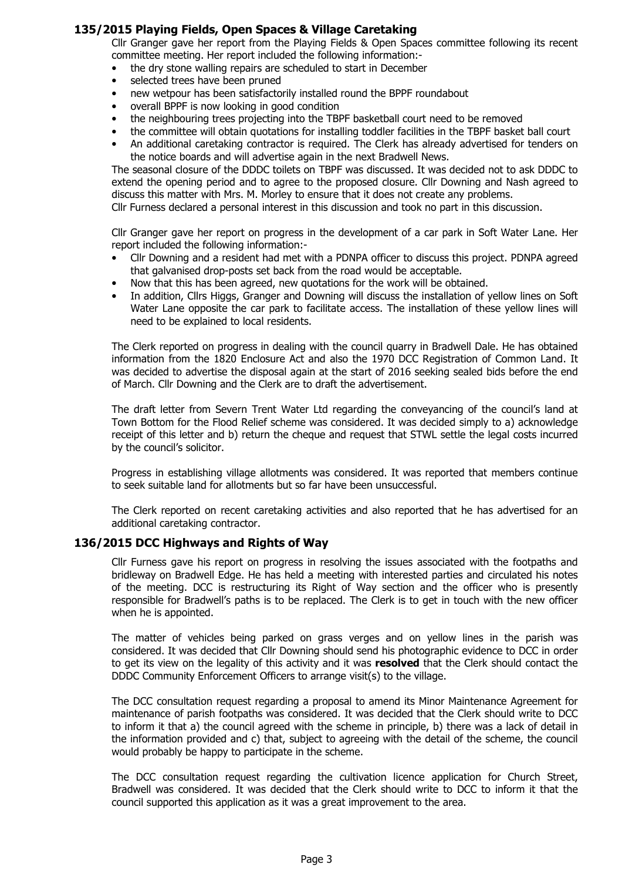## 135/2015 Playing Fields, Open Spaces & Village Caretaking

Cllr Granger gave her report from the Playing Fields & Open Spaces committee following its recent committee meeting. Her report included the following information:-

- the dry stone walling repairs are scheduled to start in December
- selected trees have been pruned
- new wetpour has been satisfactorily installed round the BPPF roundabout
- overall BPPF is now looking in good condition
- the neighbouring trees projecting into the TBPF basketball court need to be removed
- the committee will obtain quotations for installing toddler facilities in the TBPF basket ball court
- An additional caretaking contractor is required. The Clerk has already advertised for tenders on the notice boards and will advertise again in the next Bradwell News.

The seasonal closure of the DDDC toilets on TBPF was discussed. It was decided not to ask DDDC to extend the opening period and to agree to the proposed closure. Cllr Downing and Nash agreed to discuss this matter with Mrs. M. Morley to ensure that it does not create any problems.
Cllr Furness declared a personal interest in this discussion and took no part in this discussion.

Cllr Granger gave her report on progress in the development of a car park in Soft Water Lane. Her report included the following information:-

- Cllr Downing and a resident had met with a PDNPA officer to discuss this project. PDNPA agreed that galvanised drop-posts set back from the road would be acceptable.
- Now that this has been agreed, new quotations for the work will be obtained.
- In addition, Cllrs Higgs, Granger and Downing will discuss the installation of yellow lines on Soft Water Lane opposite the car park to facilitate access. The installation of these yellow lines will need to be explained to local residents.

The Clerk reported on progress in dealing with the council quarry in Bradwell Dale. He has obtained information from the 1820 Enclosure Act and also the 1970 DCC Registration of Common Land. It was decided to advertise the disposal again at the start of 2016 seeking sealed bids before the end of March. Cllr Downing and the Clerk are to draft the advertisement.

The draft letter from Severn Trent Water Ltd regarding the conveyancing of the council's land at Town Bottom for the Flood Relief scheme was considered. It was decided simply to a) acknowledge receipt of this letter and b) return the cheque and request that STWL settle the legal costs incurred by the council's solicitor.

Progress in establishing village allotments was considered. It was reported that members continue to seek suitable land for allotments but so far have been unsuccessful.

The Clerk reported on recent caretaking activities and also reported that he has advertised for an additional caretaking contractor.

## 136/2015 DCC Highways and Rights of Way

Cllr Furness gave his report on progress in resolving the issues associated with the footpaths and bridleway on Bradwell Edge. He has held a meeting with interested parties and circulated his notes of the meeting. DCC is restructuring its Right of Way section and the officer who is presently responsible for Bradwell's paths is to be replaced. The Clerk is to get in touch with the new officer when he is appointed.

The matter of vehicles being parked on grass verges and on yellow lines in the parish was considered. It was decided that Cllr Downing should send his photographic evidence to DCC in order to get its view on the legality of this activity and it was **resolved** that the Clerk should contact the DDDC Community Enforcement Officers to arrange visit(s) to the village.

The DCC consultation request regarding a proposal to amend its Minor Maintenance Agreement for maintenance of parish footpaths was considered. It was decided that the Clerk should write to DCC to inform it that a) the council agreed with the scheme in principle, b) there was a lack of detail in the information provided and c) that, subject to agreeing with the detail of the scheme, the council would probably be happy to participate in the scheme.

The DCC consultation request regarding the cultivation licence application for Church Street, Bradwell was considered. It was decided that the Clerk should write to DCC to inform it that the council supported this application as it was a great improvement to the area.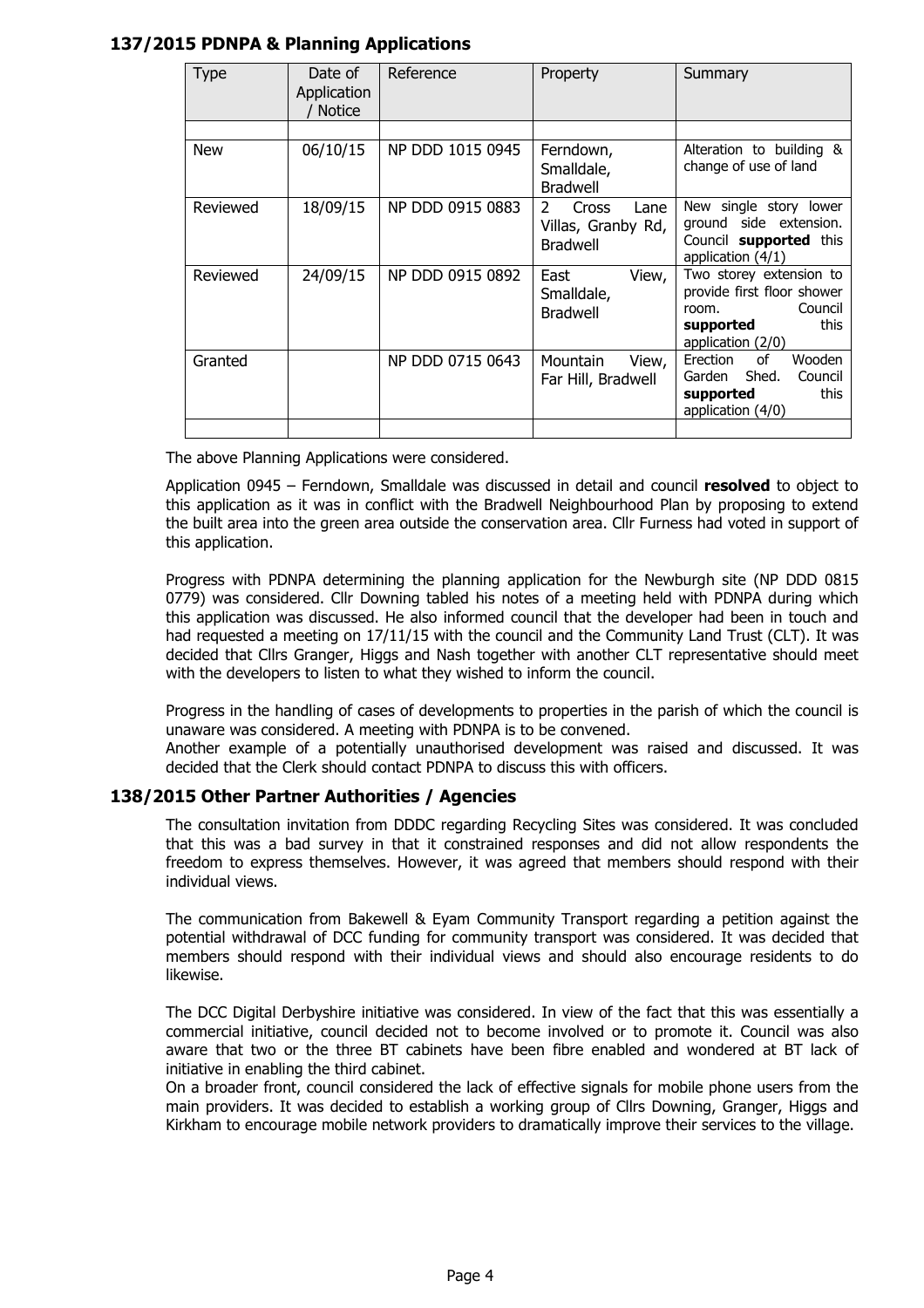### 137/2015 PDNPA & Planning Applications

| Type | Date of Application / Notice | Reference | Property | Summary |
|---|---|---|---|---|
| | | | | |
| New | 06/10/15 | NP DDD 1015 0945 | Ferndown, Smalldale, Bradwell | Alteration to building & change of use of land |
| Reviewed | 18/09/15 | NP DDD 0915 0883 | 2 Cross Lane Villas, Granby Rd, Bradwell | New single story lower ground side extension. Council **supported** this application (4/1) |
| Reviewed | 24/09/15 | NP DDD 0915 0892 | East View, Smalldale, Bradwell | Two storey extension to provide first floor shower room. Council **supported** this application (2/0) |
| Granted | | NP DDD 0715 0643 | Mountain View, Far Hill, Bradwell | Erection of Wooden Garden Shed. Council **supported** this application (4/0) |
| | | | | |

The above Planning Applications were considered.

Application 0945 – Ferndown, Smalldale was discussed in detail and council **resolved** to object to this application as it was in conflict with the Bradwell Neighbourhood Plan by proposing to extend the built area into the green area outside the conservation area. Cllr Furness had voted in support of this application.

Progress with PDNPA determining the planning application for the Newburgh site (NP DDD 0815 0779) was considered. Cllr Downing tabled his notes of a meeting held with PDNPA during which this application was discussed. He also informed council that the developer had been in touch and had requested a meeting on 17/11/15 with the council and the Community Land Trust (CLT). It was decided that Cllrs Granger, Higgs and Nash together with another CLT representative should meet with the developers to listen to what they wished to inform the council.

Progress in the handling of cases of developments to properties in the parish of which the council is unaware was considered. A meeting with PDNPA is to be convened.
Another example of a potentially unauthorised development was raised and discussed. It was decided that the Clerk should contact PDNPA to discuss this with officers.

### 138/2015 Other Partner Authorities / Agencies

The consultation invitation from DDDC regarding Recycling Sites was considered. It was concluded that this was a bad survey in that it constrained responses and did not allow respondents the freedom to express themselves. However, it was agreed that members should respond with their individual views.

The communication from Bakewell & Eyam Community Transport regarding a petition against the potential withdrawal of DCC funding for community transport was considered. It was decided that members should respond with their individual views and should also encourage residents to do likewise.

The DCC Digital Derbyshire initiative was considered. In view of the fact that this was essentially a commercial initiative, council decided not to become involved or to promote it. Council was also aware that two or the three BT cabinets have been fibre enabled and wondered at BT lack of initiative in enabling the third cabinet.
On a broader front, council considered the lack of effective signals for mobile phone users from the main providers. It was decided to establish a working group of Cllrs Downing, Granger, Higgs and Kirkham to encourage mobile network providers to dramatically improve their services to the village.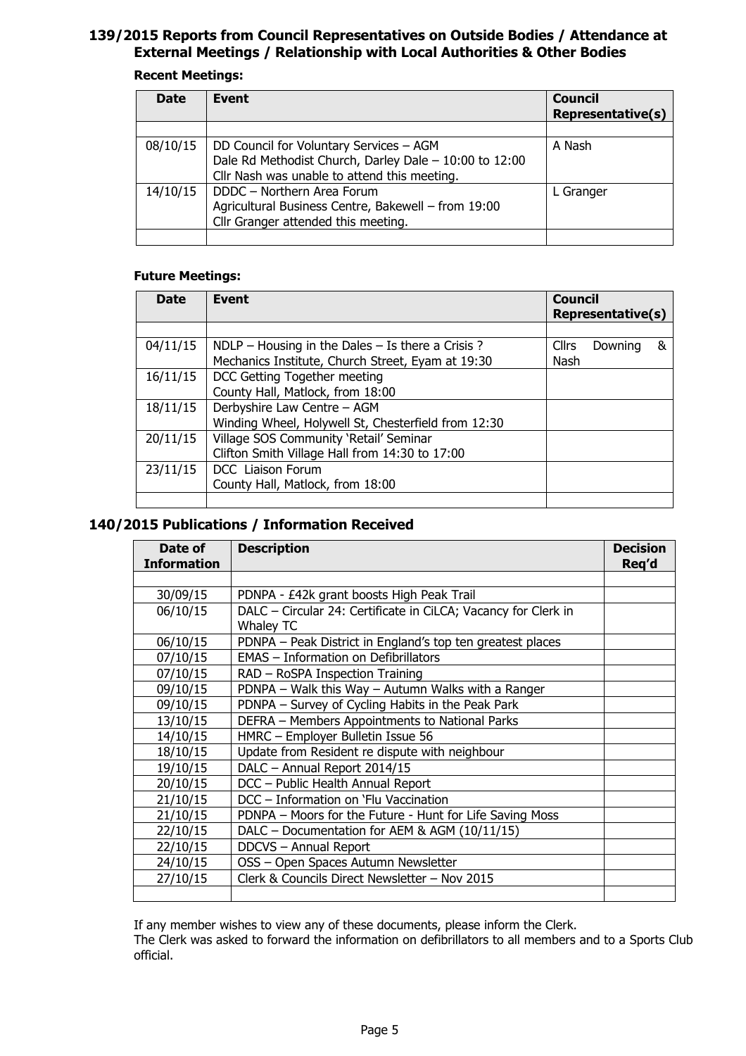## 139/2015 Reports from Council Representatives on Outside Bodies / Attendance at External Meetings / Relationship with Local Authorities & Other Bodies

**Recent Meetings:**

| Date | Event | Council Representative(s) |
|---|---|---|
| | | |
| 08/10/15 | DD Council for Voluntary Services – AGM<br>Dale Rd Methodist Church, Darley Dale – 10:00 to 12:00<br>Cllr Nash was unable to attend this meeting. | A Nash |
| 14/10/15 | DDDC – Northern Area Forum<br>Agricultural Business Centre, Bakewell – from 19:00<br>Cllr Granger attended this meeting. | L Granger |
| | | |

**Future Meetings:**

| Date | Event | Council Representative(s) |
|---|---|---|
| | | |
| 04/11/15 | NDLP – Housing in the Dales – Is there a Crisis ?<br>Mechanics Institute, Church Street, Eyam at 19:30 | Cllrs Downing & Nash |
| 16/11/15 | DCC Getting Together meeting<br>County Hall, Matlock, from 18:00 | |
| 18/11/15 | Derbyshire Law Centre – AGM<br>Winding Wheel, Holywell St, Chesterfield from 12:30 | |
| 20/11/15 | Village SOS Community 'Retail' Seminar<br>Clifton Smith Village Hall from 14:30 to 17:00 | |
| 23/11/15 | DCC Liaison Forum<br>County Hall, Matlock, from 18:00 | |
| | | |

## 140/2015 Publications / Information Received

| Date of Information | Description | Decision Req'd |
|---|---|---|
| | | |
| 30/09/15 | PDNPA - £42k grant boosts High Peak Trail | |
| 06/10/15 | DALC – Circular 24: Certificate in CiLCA; Vacancy for Clerk in Whaley TC | |
| 06/10/15 | PDNPA – Peak District in England's top ten greatest places | |
| 07/10/15 | EMAS – Information on Defibrillators | |
| 07/10/15 | RAD – RoSPA Inspection Training | |
| 09/10/15 | PDNPA – Walk this Way – Autumn Walks with a Ranger | |
| 09/10/15 | PDNPA – Survey of Cycling Habits in the Peak Park | |
| 13/10/15 | DEFRA – Members Appointments to National Parks | |
| 14/10/15 | HMRC – Employer Bulletin Issue 56 | |
| 18/10/15 | Update from Resident re dispute with neighbour | |
| 19/10/15 | DALC – Annual Report 2014/15 | |
| 20/10/15 | DCC – Public Health Annual Report | |
| 21/10/15 | DCC – Information on 'Flu Vaccination | |
| 21/10/15 | PDNPA – Moors for the Future - Hunt for Life Saving Moss | |
| 22/10/15 | DALC – Documentation for AEM & AGM (10/11/15) | |
| 22/10/15 | DDCVS – Annual Report | |
| 24/10/15 | OSS – Open Spaces Autumn Newsletter | |
| 27/10/15 | Clerk & Councils Direct Newsletter – Nov 2015 | |
| | | |

If any member wishes to view any of these documents, please inform the Clerk.
The Clerk was asked to forward the information on defibrillators to all members and to a Sports Club official.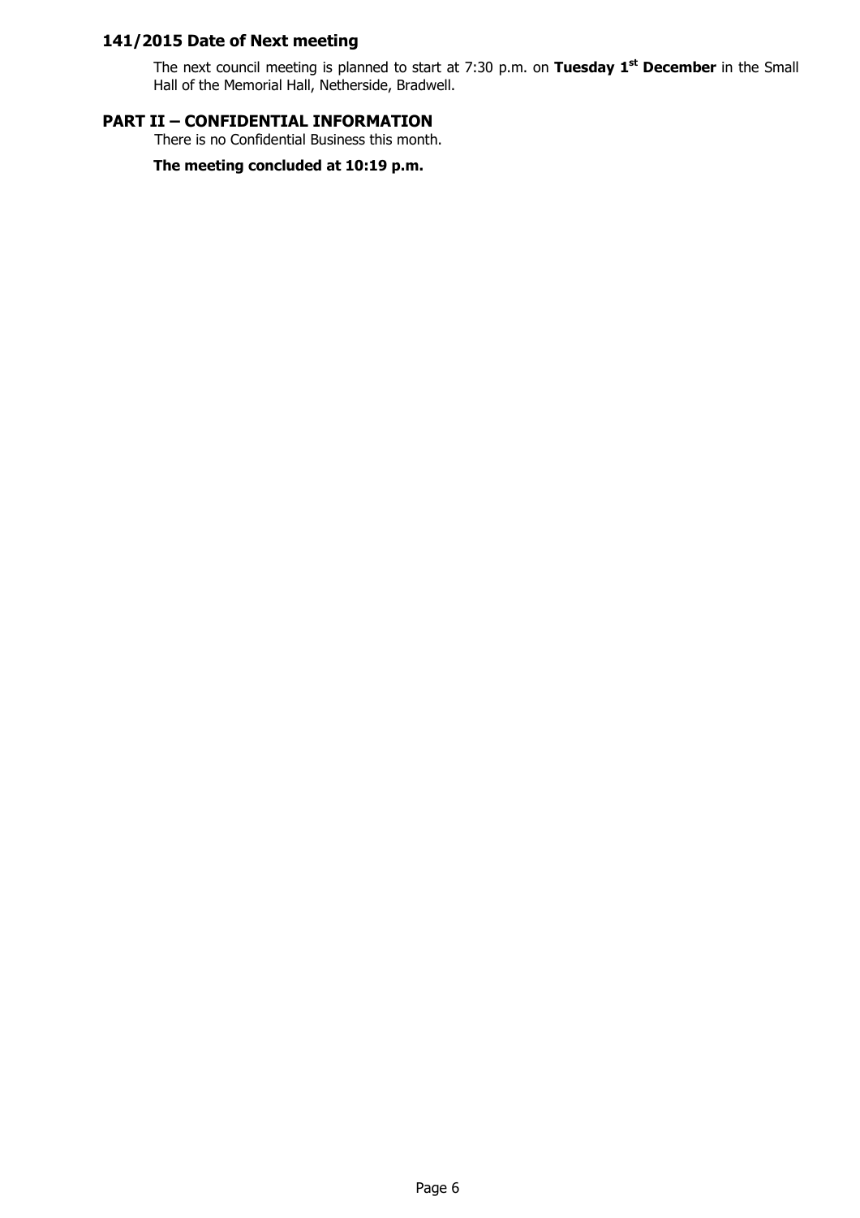## 141/2015 Date of Next meeting

The next council meeting is planned to start at 7:30 p.m. on **Tuesday 1st December** in the Small Hall of the Memorial Hall, Netherside, Bradwell.

## PART II – CONFIDENTIAL INFORMATION

There is no Confidential Business this month.

**The meeting concluded at 10:19 p.m.**